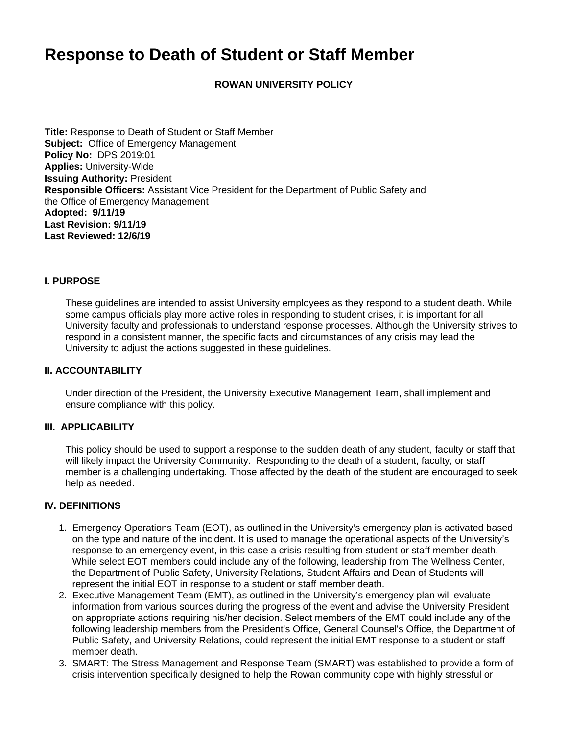# Response to Death of Student or Staff Member

**ROWAN UNIVERSITY POLICY**

**Title:** Response to Death of Student or Staff Member
**Subject:** Office of Emergency Management
**Policy No:** DPS 2019:01
**Applies:** University-Wide
**Issuing Authority:** President
**Responsible Officers:** Assistant Vice President for the Department of Public Safety and the Office of Emergency Management
**Adopted: 9/11/19**
**Last Revision: 9/11/19**
**Last Reviewed: 12/6/19**

#### I. PURPOSE

These guidelines are intended to assist University employees as they respond to a student death. While some campus officials play more active roles in responding to student crises, it is important for all University faculty and professionals to understand response processes. Although the University strives to respond in a consistent manner, the specific facts and circumstances of any crisis may lead the University to adjust the actions suggested in these guidelines.

#### II. ACCOUNTABILITY

Under direction of the President, the University Executive Management Team, shall implement and ensure compliance with this policy.

#### III. APPLICABILITY

This policy should be used to support a response to the sudden death of any student, faculty or staff that will likely impact the University Community. Responding to the death of a student, faculty, or staff member is a challenging undertaking. Those affected by the death of the student are encouraged to seek help as needed.

#### IV. DEFINITIONS

1. Emergency Operations Team (EOT), as outlined in the University's emergency plan is activated based on the type and nature of the incident. It is used to manage the operational aspects of the University's response to an emergency event, in this case a crisis resulting from student or staff member death. While select EOT members could include any of the following, leadership from The Wellness Center, the Department of Public Safety, University Relations, Student Affairs and Dean of Students will represent the initial EOT in response to a student or staff member death.
2. Executive Management Team (EMT), as outlined in the University's emergency plan will evaluate information from various sources during the progress of the event and advise the University President on appropriate actions requiring his/her decision. Select members of the EMT could include any of the following leadership members from the President's Office, General Counsel's Office, the Department of Public Safety, and University Relations, could represent the initial EMT response to a student or staff member death.
3. SMART: The Stress Management and Response Team (SMART) was established to provide a form of crisis intervention specifically designed to help the Rowan community cope with highly stressful or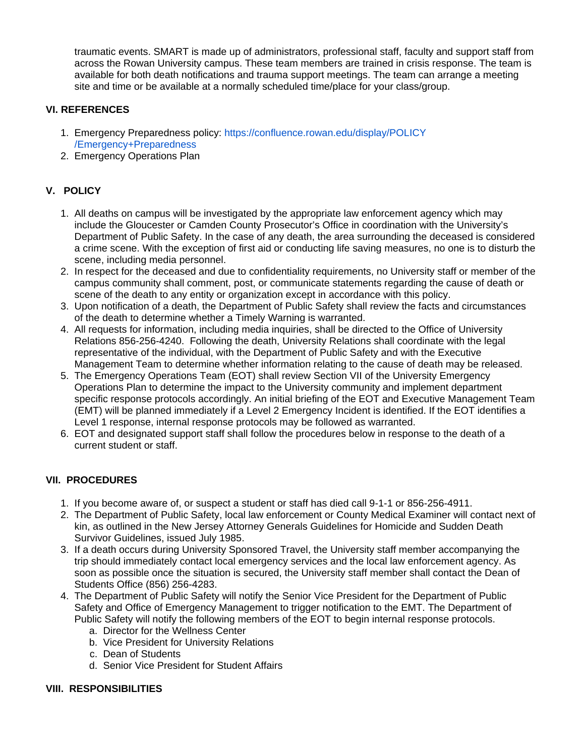traumatic events. SMART is made up of administrators, professional staff, faculty and support staff from across the Rowan University campus. These team members are trained in crisis response. The team is available for both death notifications and trauma support meetings. The team can arrange a meeting site and time or be available at a normally scheduled time/place for your class/group.

## VI. REFERENCES

1. Emergency Preparedness policy: https://confluence.rowan.edu/display/POLICY/Emergency+Preparedness
2. Emergency Operations Plan

## V. POLICY

1. All deaths on campus will be investigated by the appropriate law enforcement agency which may include the Gloucester or Camden County Prosecutor's Office in coordination with the University's Department of Public Safety. In the case of any death, the area surrounding the deceased is considered a crime scene. With the exception of first aid or conducting life saving measures, no one is to disturb the scene, including media personnel.
2. In respect for the deceased and due to confidentiality requirements, no University staff or member of the campus community shall comment, post, or communicate statements regarding the cause of death or scene of the death to any entity or organization except in accordance with this policy.
3. Upon notification of a death, the Department of Public Safety shall review the facts and circumstances of the death to determine whether a Timely Warning is warranted.
4. All requests for information, including media inquiries, shall be directed to the Office of University Relations 856-256-4240. Following the death, University Relations shall coordinate with the legal representative of the individual, with the Department of Public Safety and with the Executive Management Team to determine whether information relating to the cause of death may be released.
5. The Emergency Operations Team (EOT) shall review Section VII of the University Emergency Operations Plan to determine the impact to the University community and implement department specific response protocols accordingly. An initial briefing of the EOT and Executive Management Team (EMT) will be planned immediately if a Level 2 Emergency Incident is identified. If the EOT identifies a Level 1 response, internal response protocols may be followed as warranted.
6. EOT and designated support staff shall follow the procedures below in response to the death of a current student or staff.

## VII. PROCEDURES

1. If you become aware of, or suspect a student or staff has died call 9-1-1 or 856-256-4911.
2. The Department of Public Safety, local law enforcement or County Medical Examiner will contact next of kin, as outlined in the New Jersey Attorney Generals Guidelines for Homicide and Sudden Death Survivor Guidelines, issued July 1985.
3. If a death occurs during University Sponsored Travel, the University staff member accompanying the trip should immediately contact local emergency services and the local law enforcement agency. As soon as possible once the situation is secured, the University staff member shall contact the Dean of Students Office (856) 256-4283.
4. The Department of Public Safety will notify the Senior Vice President for the Department of Public Safety and Office of Emergency Management to trigger notification to the EMT. The Department of Public Safety will notify the following members of the EOT to begin internal response protocols.
    a. Director for the Wellness Center
    b. Vice President for University Relations
    c. Dean of Students
    d. Senior Vice President for Student Affairs

## VIII. RESPONSIBILITIES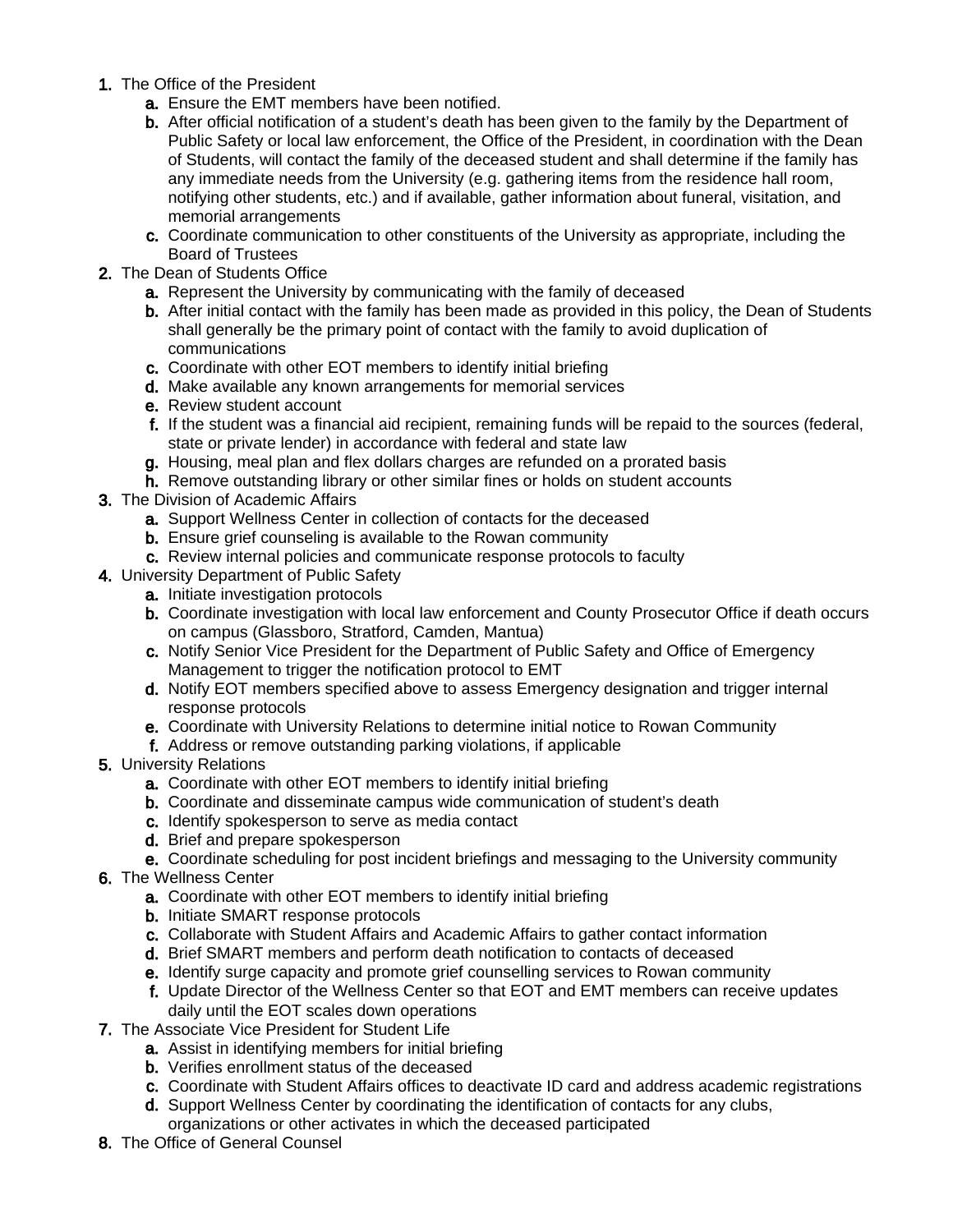1. The Office of the President
    a. Ensure the EMT members have been notified.
    b. After official notification of a student's death has been given to the family by the Department of Public Safety or local law enforcement, the Office of the President, in coordination with the Dean of Students, will contact the family of the deceased student and shall determine if the family has any immediate needs from the University (e.g. gathering items from the residence hall room, notifying other students, etc.) and if available, gather information about funeral, visitation, and memorial arrangements
    c. Coordinate communication to other constituents of the University as appropriate, including the Board of Trustees
2. The Dean of Students Office
    a. Represent the University by communicating with the family of deceased
    b. After initial contact with the family has been made as provided in this policy, the Dean of Students shall generally be the primary point of contact with the family to avoid duplication of communications
    c. Coordinate with other EOT members to identify initial briefing
    d. Make available any known arrangements for memorial services
    e. Review student account
    f. If the student was a financial aid recipient, remaining funds will be repaid to the sources (federal, state or private lender) in accordance with federal and state law
    g. Housing, meal plan and flex dollars charges are refunded on a prorated basis
    h. Remove outstanding library or other similar fines or holds on student accounts
3. The Division of Academic Affairs
    a. Support Wellness Center in collection of contacts for the deceased
    b. Ensure grief counseling is available to the Rowan community
    c. Review internal policies and communicate response protocols to faculty
4. University Department of Public Safety
    a. Initiate investigation protocols
    b. Coordinate investigation with local law enforcement and County Prosecutor Office if death occurs on campus (Glassboro, Stratford, Camden, Mantua)
    c. Notify Senior Vice President for the Department of Public Safety and Office of Emergency Management to trigger the notification protocol to EMT
    d. Notify EOT members specified above to assess Emergency designation and trigger internal response protocols
    e. Coordinate with University Relations to determine initial notice to Rowan Community
    f. Address or remove outstanding parking violations, if applicable
5. University Relations
    a. Coordinate with other EOT members to identify initial briefing
    b. Coordinate and disseminate campus wide communication of student's death
    c. Identify spokesperson to serve as media contact
    d. Brief and prepare spokesperson
    e. Coordinate scheduling for post incident briefings and messaging to the University community
6. The Wellness Center
    a. Coordinate with other EOT members to identify initial briefing
    b. Initiate SMART response protocols
    c. Collaborate with Student Affairs and Academic Affairs to gather contact information
    d. Brief SMART members and perform death notification to contacts of deceased
    e. Identify surge capacity and promote grief counselling services to Rowan community
    f. Update Director of the Wellness Center so that EOT and EMT members can receive updates daily until the EOT scales down operations
7. The Associate Vice President for Student Life
    a. Assist in identifying members for initial briefing
    b. Verifies enrollment status of the deceased
    c. Coordinate with Student Affairs offices to deactivate ID card and address academic registrations
    d. Support Wellness Center by coordinating the identification of contacts for any clubs, organizations or other activates in which the deceased participated
8. The Office of General Counsel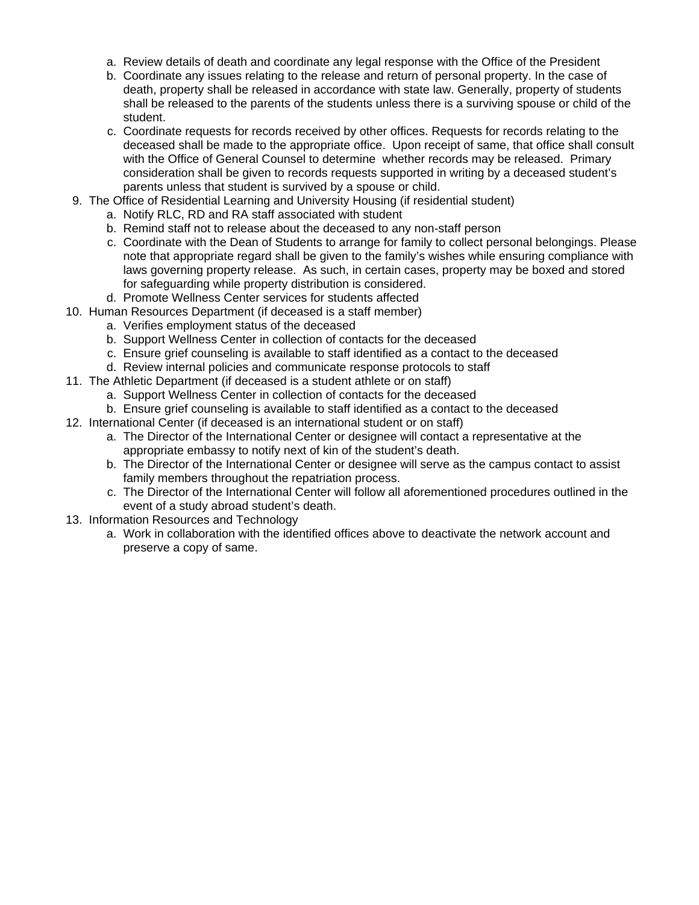a. Review details of death and coordinate any legal response with the Office of the President
   b. Coordinate any issues relating to the release and return of personal property. In the case of death, property shall be released in accordance with state law. Generally, property of students shall be released to the parents of the students unless there is a surviving spouse or child of the student.
   c. Coordinate requests for records received by other offices. Requests for records relating to the deceased shall be made to the appropriate office. Upon receipt of same, that office shall consult with the Office of General Counsel to determine whether records may be released. Primary consideration shall be given to records requests supported in writing by a deceased student's parents unless that student is survived by a spouse or child.

9. The Office of Residential Learning and University Housing (if residential student)
   a. Notify RLC, RD and RA staff associated with student
   b. Remind staff not to release about the deceased to any non-staff person
   c. Coordinate with the Dean of Students to arrange for family to collect personal belongings. Please note that appropriate regard shall be given to the family's wishes while ensuring compliance with laws governing property release. As such, in certain cases, property may be boxed and stored for safeguarding while property distribution is considered.
   d. Promote Wellness Center services for students affected
10. Human Resources Department (if deceased is a staff member)
    a. Verifies employment status of the deceased
    b. Support Wellness Center in collection of contacts for the deceased
    c. Ensure grief counseling is available to staff identified as a contact to the deceased
    d. Review internal policies and communicate response protocols to staff
11. The Athletic Department (if deceased is a student athlete or on staff)
    a. Support Wellness Center in collection of contacts for the deceased
    b. Ensure grief counseling is available to staff identified as a contact to the deceased
12. International Center (if deceased is an international student or on staff)
    a. The Director of the International Center or designee will contact a representative at the appropriate embassy to notify next of kin of the student's death.
    b. The Director of the International Center or designee will serve as the campus contact to assist family members throughout the repatriation process.
    c. The Director of the International Center will follow all aforementioned procedures outlined in the event of a study abroad student's death.
13. Information Resources and Technology
    a. Work in collaboration with the identified offices above to deactivate the network account and preserve a copy of same.